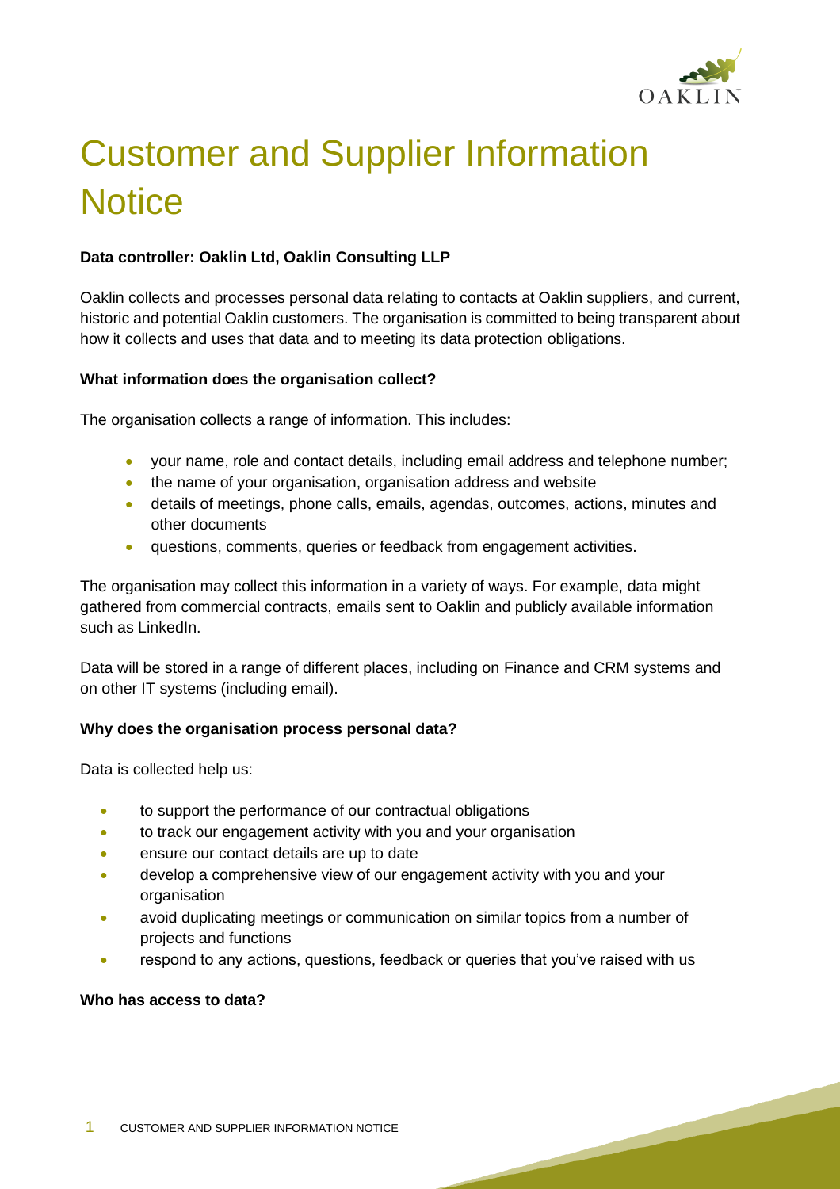# Customer and Supplier Information Notice

**Data controller: Oaklin Ltd, Oaklin Consulting LLP**

Oaklin collects and processes personal data relating to contacts at Oaklin suppliers, and current, historic and potential Oaklin customers. The organisation is committed to being transparent about how it collects and uses that data and to meeting its data protection obligations.

**What information does the organisation collect?**

The organisation collects a range of information. This includes:

- your name, role and contact details, including email address and telephone number;
- the name of your organisation, organisation address and website
- details of meetings, phone calls, emails, agendas, outcomes, actions, minutes and other documents
- questions, comments, queries or feedback from engagement activities.

The organisation may collect this information in a variety of ways. For example, data might gathered from commercial contracts, emails sent to Oaklin and publicly available information such as LinkedIn.

Data will be stored in a range of different places, including on Finance and CRM systems and on other IT systems (including email).

**Why does the organisation process personal data?**

Data is collected help us:

- to support the performance of our contractual obligations
- to track our engagement activity with you and your organisation
- ensure our contact details are up to date
- develop a comprehensive view of our engagement activity with you and your organisation
- avoid duplicating meetings or communication on similar topics from a number of projects and functions
- respond to any actions, questions, feedback or queries that you've raised with us

**Who has access to data?**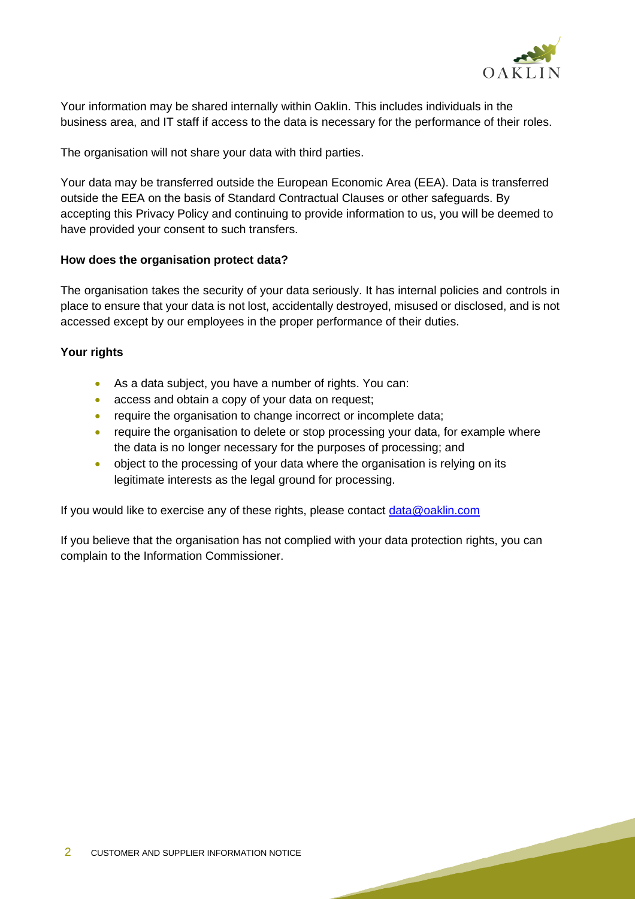Your information may be shared internally within Oaklin. This includes individuals in the business area, and IT staff if access to the data is necessary for the performance of their roles.

The organisation will not share your data with third parties.

Your data may be transferred outside the European Economic Area (EEA). Data is transferred outside the EEA on the basis of Standard Contractual Clauses or other safeguards. By accepting this Privacy Policy and continuing to provide information to us, you will be deemed to have provided your consent to such transfers.

**How does the organisation protect data?**

The organisation takes the security of your data seriously. It has internal policies and controls in place to ensure that your data is not lost, accidentally destroyed, misused or disclosed, and is not accessed except by our employees in the proper performance of their duties.

**Your rights**

- As a data subject, you have a number of rights. You can:
- access and obtain a copy of your data on request;
- require the organisation to change incorrect or incomplete data;
- require the organisation to delete or stop processing your data, for example where the data is no longer necessary for the purposes of processing; and
- object to the processing of your data where the organisation is relying on its legitimate interests as the legal ground for processing.

If you would like to exercise any of these rights, please contact data@oaklin.com

If you believe that the organisation has not complied with your data protection rights, you can complain to the Information Commissioner.